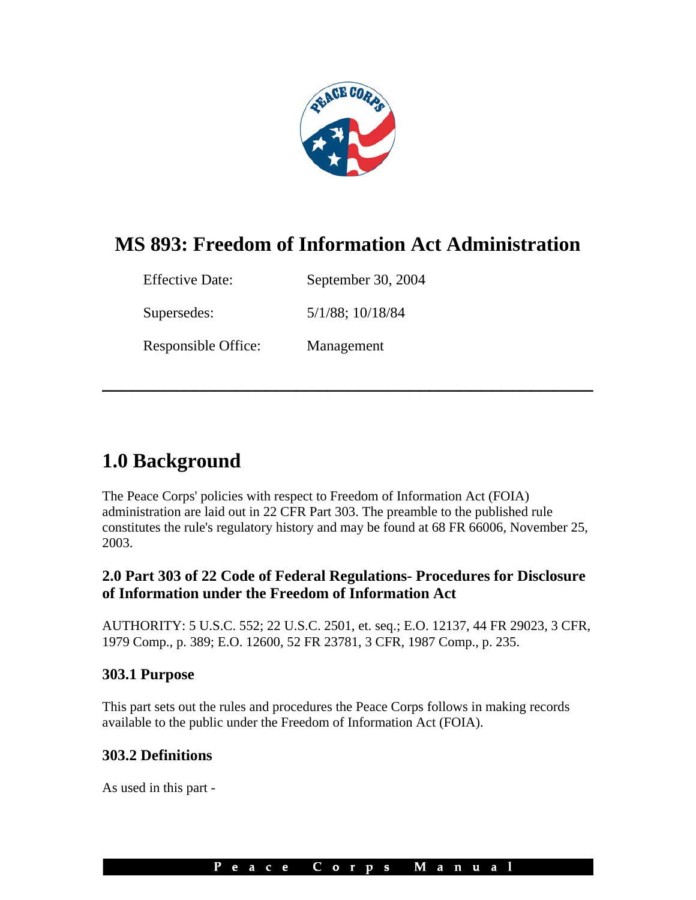# MS 893: Freedom of Information Act Administration

| | |
|---|---|
| Effective Date: | September 30, 2004 |
| Supersedes: | 5/1/88; 10/18/84 |
| Responsible Office: | Management |

---

## 1.0 Background

The Peace Corps' policies with respect to Freedom of Information Act (FOIA) administration are laid out in 22 CFR Part 303. The preamble to the published rule constitutes the rule's regulatory history and may be found at 68 FR 66006, November 25, 2003.

### 2.0 Part 303 of 22 Code of Federal Regulations- Procedures for Disclosure of Information under the Freedom of Information Act

AUTHORITY: 5 U.S.C. 552; 22 U.S.C. 2501, et. seq.; E.O. 12137, 44 FR 29023, 3 CFR, 1979 Comp., p. 389; E.O. 12600, 52 FR 23781, 3 CFR, 1987 Comp., p. 235.

### 303.1 Purpose

This part sets out the rules and procedures the Peace Corps follows in making records available to the public under the Freedom of Information Act (FOIA).

### 303.2 Definitions

As used in this part -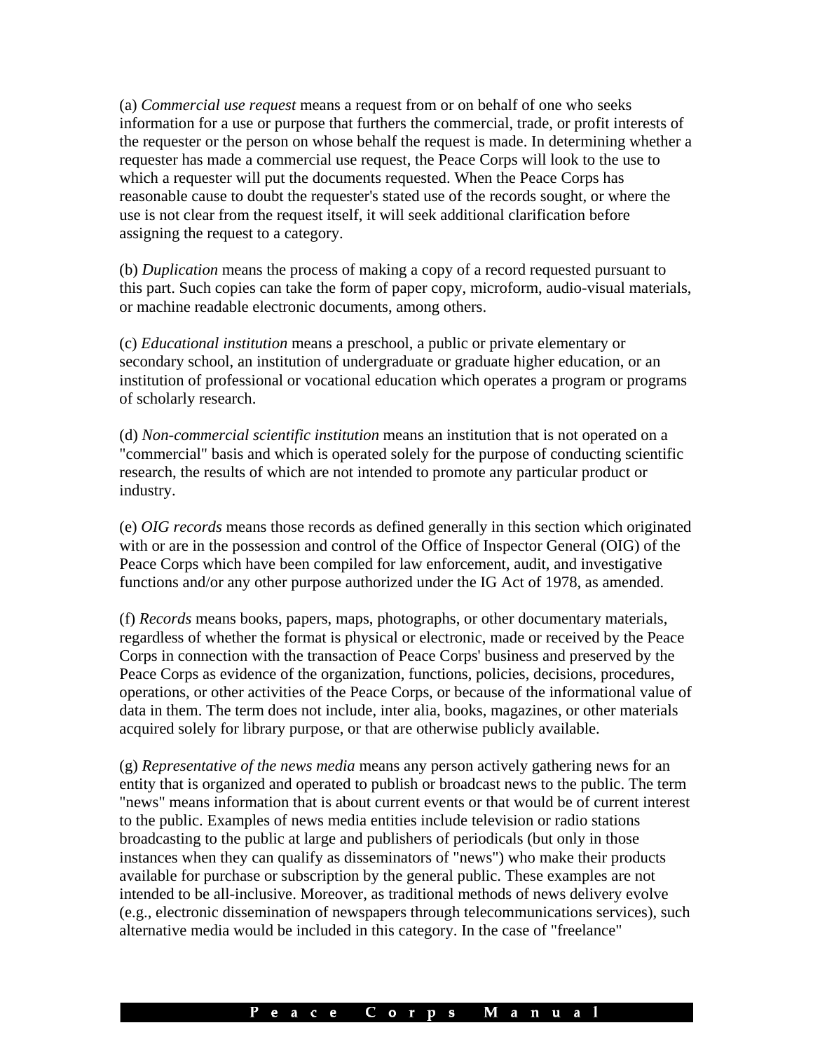(a) *Commercial use request* means a request from or on behalf of one who seeks information for a use or purpose that furthers the commercial, trade, or profit interests of the requester or the person on whose behalf the request is made. In determining whether a requester has made a commercial use request, the Peace Corps will look to the use to which a requester will put the documents requested. When the Peace Corps has reasonable cause to doubt the requester's stated use of the records sought, or where the use is not clear from the request itself, it will seek additional clarification before assigning the request to a category.

(b) *Duplication* means the process of making a copy of a record requested pursuant to this part. Such copies can take the form of paper copy, microform, audio-visual materials, or machine readable electronic documents, among others.

(c) *Educational institution* means a preschool, a public or private elementary or secondary school, an institution of undergraduate or graduate higher education, or an institution of professional or vocational education which operates a program or programs of scholarly research.

(d) *Non-commercial scientific institution* means an institution that is not operated on a "commercial" basis and which is operated solely for the purpose of conducting scientific research, the results of which are not intended to promote any particular product or industry.

(e) *OIG records* means those records as defined generally in this section which originated with or are in the possession and control of the Office of Inspector General (OIG) of the Peace Corps which have been compiled for law enforcement, audit, and investigative functions and/or any other purpose authorized under the IG Act of 1978, as amended.

(f) *Records* means books, papers, maps, photographs, or other documentary materials, regardless of whether the format is physical or electronic, made or received by the Peace Corps in connection with the transaction of Peace Corps' business and preserved by the Peace Corps as evidence of the organization, functions, policies, decisions, procedures, operations, or other activities of the Peace Corps, or because of the informational value of data in them. The term does not include, inter alia, books, magazines, or other materials acquired solely for library purpose, or that are otherwise publicly available.

(g) *Representative of the news media* means any person actively gathering news for an entity that is organized and operated to publish or broadcast news to the public. The term "news" means information that is about current events or that would be of current interest to the public. Examples of news media entities include television or radio stations broadcasting to the public at large and publishers of periodicals (but only in those instances when they can qualify as disseminators of "news") who make their products available for purchase or subscription by the general public. These examples are not intended to be all-inclusive. Moreover, as traditional methods of news delivery evolve (e.g., electronic dissemination of newspapers through telecommunications services), such alternative media would be included in this category. In the case of "freelance"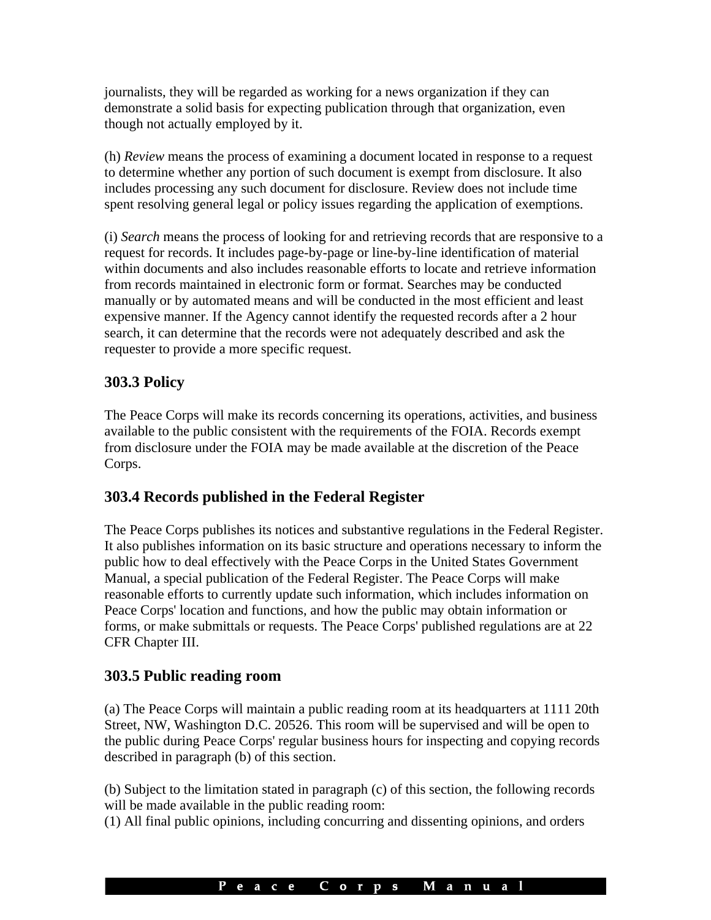journalists, they will be regarded as working for a news organization if they can demonstrate a solid basis for expecting publication through that organization, even though not actually employed by it.

(h) *Review* means the process of examining a document located in response to a request to determine whether any portion of such document is exempt from disclosure. It also includes processing any such document for disclosure. Review does not include time spent resolving general legal or policy issues regarding the application of exemptions.

(i) *Search* means the process of looking for and retrieving records that are responsive to a request for records. It includes page-by-page or line-by-line identification of material within documents and also includes reasonable efforts to locate and retrieve information from records maintained in electronic form or format. Searches may be conducted manually or by automated means and will be conducted in the most efficient and least expensive manner. If the Agency cannot identify the requested records after a 2 hour search, it can determine that the records were not adequately described and ask the requester to provide a more specific request.

## 303.3 Policy

The Peace Corps will make its records concerning its operations, activities, and business available to the public consistent with the requirements of the FOIA. Records exempt from disclosure under the FOIA may be made available at the discretion of the Peace Corps.

## 303.4 Records published in the Federal Register

The Peace Corps publishes its notices and substantive regulations in the Federal Register. It also publishes information on its basic structure and operations necessary to inform the public how to deal effectively with the Peace Corps in the United States Government Manual, a special publication of the Federal Register. The Peace Corps will make reasonable efforts to currently update such information, which includes information on Peace Corps' location and functions, and how the public may obtain information or forms, or make submittals or requests. The Peace Corps' published regulations are at 22 CFR Chapter III.

## 303.5 Public reading room

(a) The Peace Corps will maintain a public reading room at its headquarters at 1111 20th Street, NW, Washington D.C. 20526. This room will be supervised and will be open to the public during Peace Corps' regular business hours for inspecting and copying records described in paragraph (b) of this section.

(b) Subject to the limitation stated in paragraph (c) of this section, the following records will be made available in the public reading room:
(1) All final public opinions, including concurring and dissenting opinions, and orders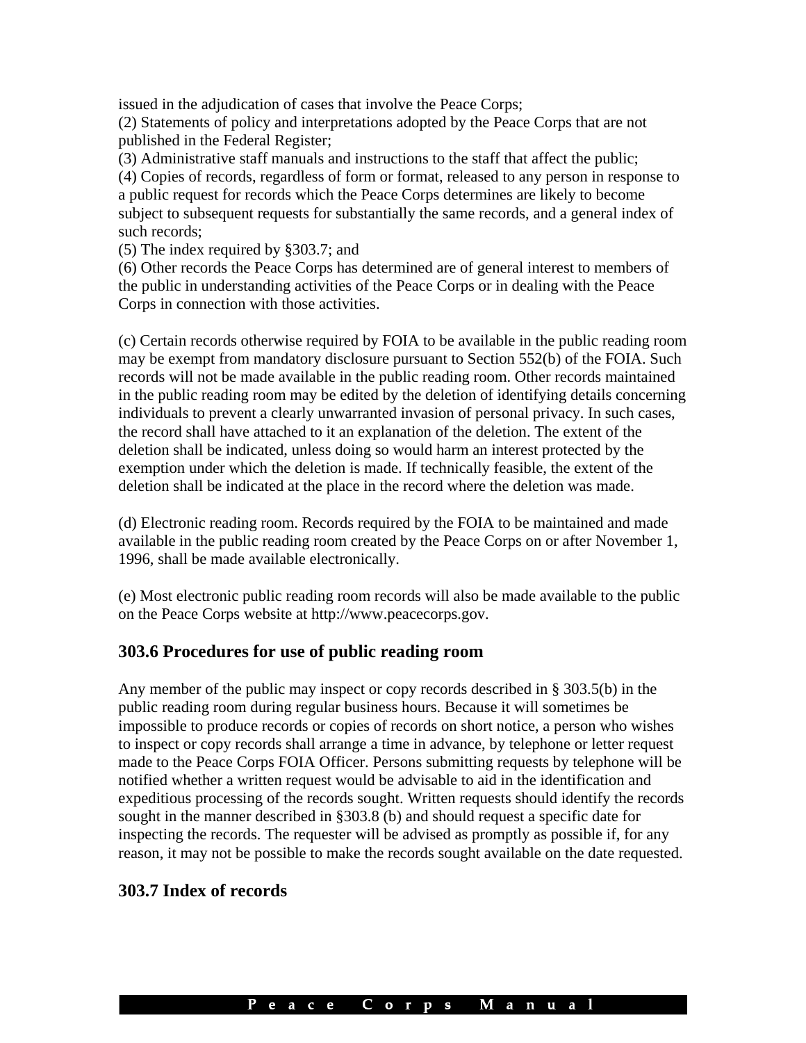issued in the adjudication of cases that involve the Peace Corps;
(2) Statements of policy and interpretations adopted by the Peace Corps that are not published in the Federal Register;
(3) Administrative staff manuals and instructions to the staff that affect the public;
(4) Copies of records, regardless of form or format, released to any person in response to a public request for records which the Peace Corps determines are likely to become subject to subsequent requests for substantially the same records, and a general index of such records;
(5) The index required by §303.7; and
(6) Other records the Peace Corps has determined are of general interest to members of the public in understanding activities of the Peace Corps or in dealing with the Peace Corps in connection with those activities.

(c) Certain records otherwise required by FOIA to be available in the public reading room may be exempt from mandatory disclosure pursuant to Section 552(b) of the FOIA. Such records will not be made available in the public reading room. Other records maintained in the public reading room may be edited by the deletion of identifying details concerning individuals to prevent a clearly unwarranted invasion of personal privacy. In such cases, the record shall have attached to it an explanation of the deletion. The extent of the deletion shall be indicated, unless doing so would harm an interest protected by the exemption under which the deletion is made. If technically feasible, the extent of the deletion shall be indicated at the place in the record where the deletion was made.

(d) Electronic reading room. Records required by the FOIA to be maintained and made available in the public reading room created by the Peace Corps on or after November 1, 1996, shall be made available electronically.

(e) Most electronic public reading room records will also be made available to the public on the Peace Corps website at http://www.peacecorps.gov.

## 303.6 Procedures for use of public reading room

Any member of the public may inspect or copy records described in § 303.5(b) in the public reading room during regular business hours. Because it will sometimes be impossible to produce records or copies of records on short notice, a person who wishes to inspect or copy records shall arrange a time in advance, by telephone or letter request made to the Peace Corps FOIA Officer. Persons submitting requests by telephone will be notified whether a written request would be advisable to aid in the identification and expeditious processing of the records sought. Written requests should identify the records sought in the manner described in §303.8 (b) and should request a specific date for inspecting the records. The requester will be advised as promptly as possible if, for any reason, it may not be possible to make the records sought available on the date requested.

## 303.7 Index of records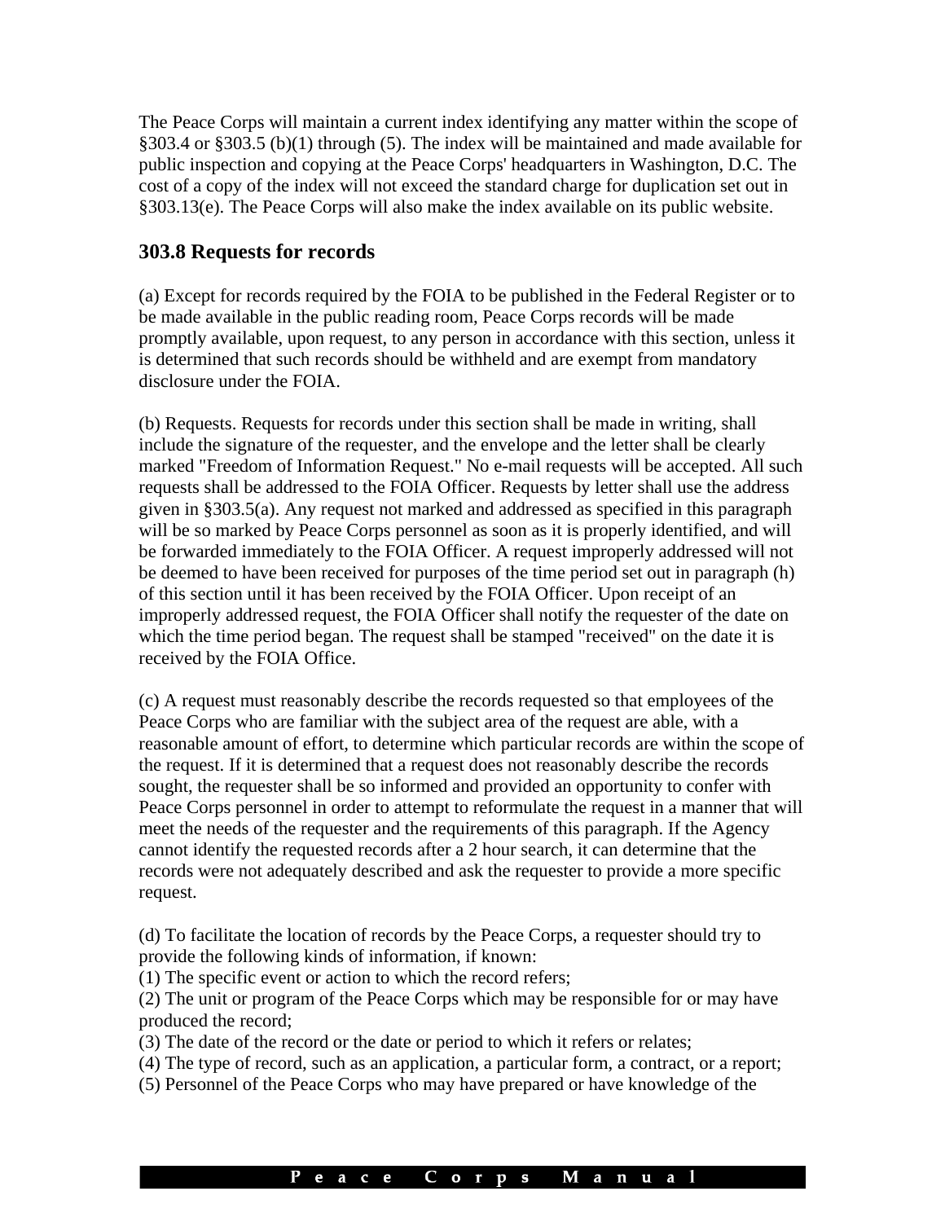The Peace Corps will maintain a current index identifying any matter within the scope of §303.4 or §303.5 (b)(1) through (5). The index will be maintained and made available for public inspection and copying at the Peace Corps' headquarters in Washington, D.C. The cost of a copy of the index will not exceed the standard charge for duplication set out in §303.13(e). The Peace Corps will also make the index available on its public website.

## 303.8 Requests for records

(a) Except for records required by the FOIA to be published in the Federal Register or to be made available in the public reading room, Peace Corps records will be made promptly available, upon request, to any person in accordance with this section, unless it is determined that such records should be withheld and are exempt from mandatory disclosure under the FOIA.

(b) Requests. Requests for records under this section shall be made in writing, shall include the signature of the requester, and the envelope and the letter shall be clearly marked "Freedom of Information Request." No e-mail requests will be accepted. All such requests shall be addressed to the FOIA Officer. Requests by letter shall use the address given in §303.5(a). Any request not marked and addressed as specified in this paragraph will be so marked by Peace Corps personnel as soon as it is properly identified, and will be forwarded immediately to the FOIA Officer. A request improperly addressed will not be deemed to have been received for purposes of the time period set out in paragraph (h) of this section until it has been received by the FOIA Officer. Upon receipt of an improperly addressed request, the FOIA Officer shall notify the requester of the date on which the time period began. The request shall be stamped "received" on the date it is received by the FOIA Office.

(c) A request must reasonably describe the records requested so that employees of the Peace Corps who are familiar with the subject area of the request are able, with a reasonable amount of effort, to determine which particular records are within the scope of the request. If it is determined that a request does not reasonably describe the records sought, the requester shall be so informed and provided an opportunity to confer with Peace Corps personnel in order to attempt to reformulate the request in a manner that will meet the needs of the requester and the requirements of this paragraph. If the Agency cannot identify the requested records after a 2 hour search, it can determine that the records were not adequately described and ask the requester to provide a more specific request.

(d) To facilitate the location of records by the Peace Corps, a requester should try to provide the following kinds of information, if known:
(1) The specific event or action to which the record refers;
(2) The unit or program of the Peace Corps which may be responsible for or may have produced the record;
(3) The date of the record or the date or period to which it refers or relates;
(4) The type of record, such as an application, a particular form, a contract, or a report;
(5) Personnel of the Peace Corps who may have prepared or have knowledge of the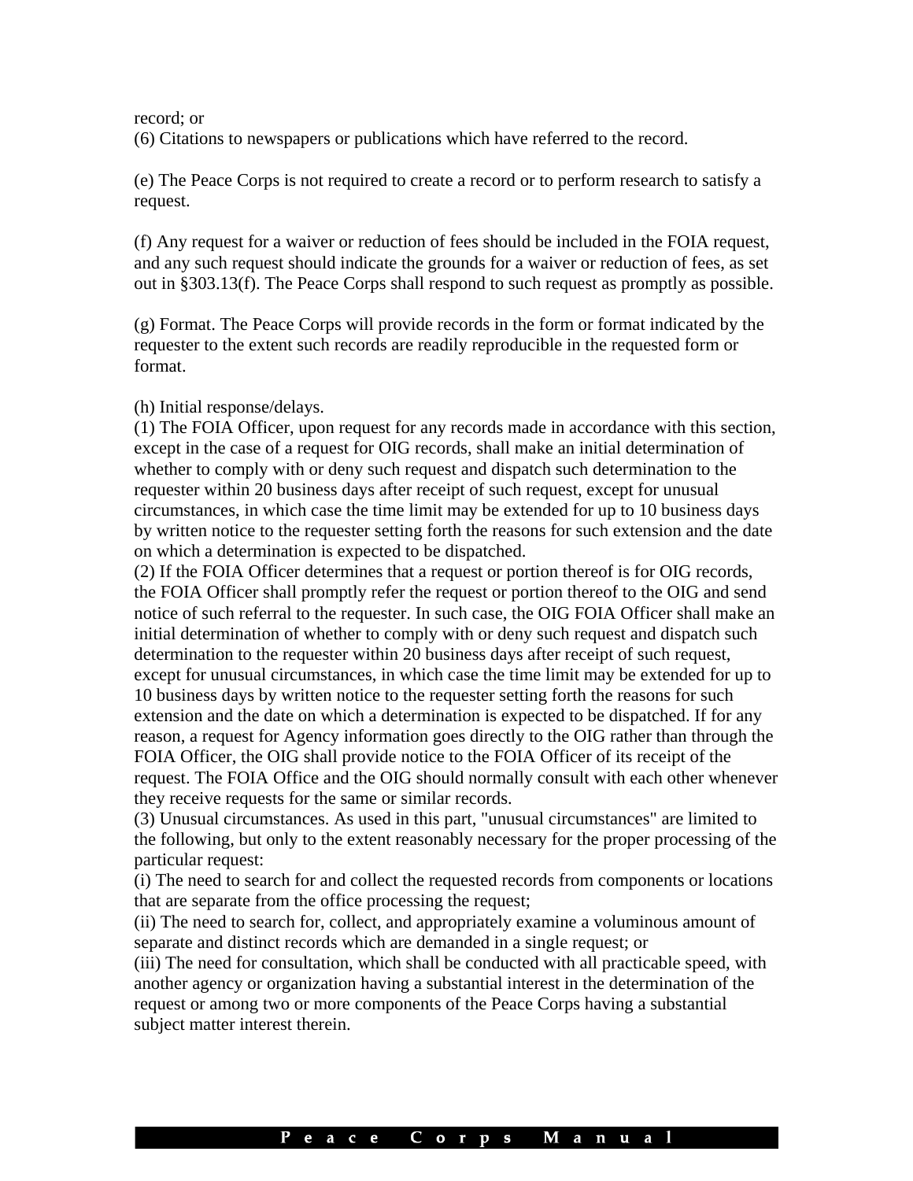record; or
(6) Citations to newspapers or publications which have referred to the record.

(e) The Peace Corps is not required to create a record or to perform research to satisfy a request.

(f) Any request for a waiver or reduction of fees should be included in the FOIA request, and any such request should indicate the grounds for a waiver or reduction of fees, as set out in §303.13(f). The Peace Corps shall respond to such request as promptly as possible.

(g) Format. The Peace Corps will provide records in the form or format indicated by the requester to the extent such records are readily reproducible in the requested form or format.

(h) Initial response/delays.
(1) The FOIA Officer, upon request for any records made in accordance with this section, except in the case of a request for OIG records, shall make an initial determination of whether to comply with or deny such request and dispatch such determination to the requester within 20 business days after receipt of such request, except for unusual circumstances, in which case the time limit may be extended for up to 10 business days by written notice to the requester setting forth the reasons for such extension and the date on which a determination is expected to be dispatched.
(2) If the FOIA Officer determines that a request or portion thereof is for OIG records, the FOIA Officer shall promptly refer the request or portion thereof to the OIG and send notice of such referral to the requester. In such case, the OIG FOIA Officer shall make an initial determination of whether to comply with or deny such request and dispatch such determination to the requester within 20 business days after receipt of such request, except for unusual circumstances, in which case the time limit may be extended for up to 10 business days by written notice to the requester setting forth the reasons for such extension and the date on which a determination is expected to be dispatched. If for any reason, a request for Agency information goes directly to the OIG rather than through the FOIA Officer, the OIG shall provide notice to the FOIA Officer of its receipt of the request. The FOIA Office and the OIG should normally consult with each other whenever they receive requests for the same or similar records.
(3) Unusual circumstances. As used in this part, "unusual circumstances" are limited to the following, but only to the extent reasonably necessary for the proper processing of the particular request:
(i) The need to search for and collect the requested records from components or locations that are separate from the office processing the request;
(ii) The need to search for, collect, and appropriately examine a voluminous amount of separate and distinct records which are demanded in a single request; or
(iii) The need for consultation, which shall be conducted with all practicable speed, with another agency or organization having a substantial interest in the determination of the request or among two or more components of the Peace Corps having a substantial subject matter interest therein.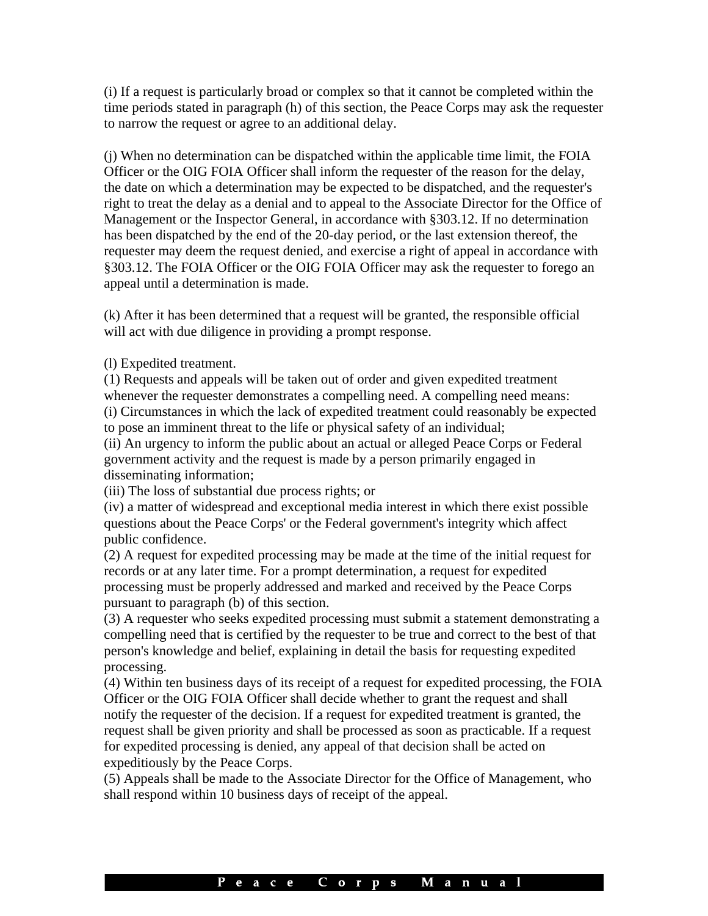(i) If a request is particularly broad or complex so that it cannot be completed within the time periods stated in paragraph (h) of this section, the Peace Corps may ask the requester to narrow the request or agree to an additional delay.

(j) When no determination can be dispatched within the applicable time limit, the FOIA Officer or the OIG FOIA Officer shall inform the requester of the reason for the delay, the date on which a determination may be expected to be dispatched, and the requester's right to treat the delay as a denial and to appeal to the Associate Director for the Office of Management or the Inspector General, in accordance with §303.12. If no determination has been dispatched by the end of the 20-day period, or the last extension thereof, the requester may deem the request denied, and exercise a right of appeal in accordance with §303.12. The FOIA Officer or the OIG FOIA Officer may ask the requester to forego an appeal until a determination is made.

(k) After it has been determined that a request will be granted, the responsible official will act with due diligence in providing a prompt response.

(l) Expedited treatment.
(1) Requests and appeals will be taken out of order and given expedited treatment whenever the requester demonstrates a compelling need. A compelling need means:
(i) Circumstances in which the lack of expedited treatment could reasonably be expected to pose an imminent threat to the life or physical safety of an individual;
(ii) An urgency to inform the public about an actual or alleged Peace Corps or Federal government activity and the request is made by a person primarily engaged in disseminating information;
(iii) The loss of substantial due process rights; or
(iv) a matter of widespread and exceptional media interest in which there exist possible questions about the Peace Corps' or the Federal government's integrity which affect public confidence.
(2) A request for expedited processing may be made at the time of the initial request for records or at any later time. For a prompt determination, a request for expedited processing must be properly addressed and marked and received by the Peace Corps pursuant to paragraph (b) of this section.
(3) A requester who seeks expedited processing must submit a statement demonstrating a compelling need that is certified by the requester to be true and correct to the best of that person's knowledge and belief, explaining in detail the basis for requesting expedited processing.
(4) Within ten business days of its receipt of a request for expedited processing, the FOIA Officer or the OIG FOIA Officer shall decide whether to grant the request and shall notify the requester of the decision. If a request for expedited treatment is granted, the request shall be given priority and shall be processed as soon as practicable. If a request for expedited processing is denied, any appeal of that decision shall be acted on expeditiously by the Peace Corps.
(5) Appeals shall be made to the Associate Director for the Office of Management, who shall respond within 10 business days of receipt of the appeal.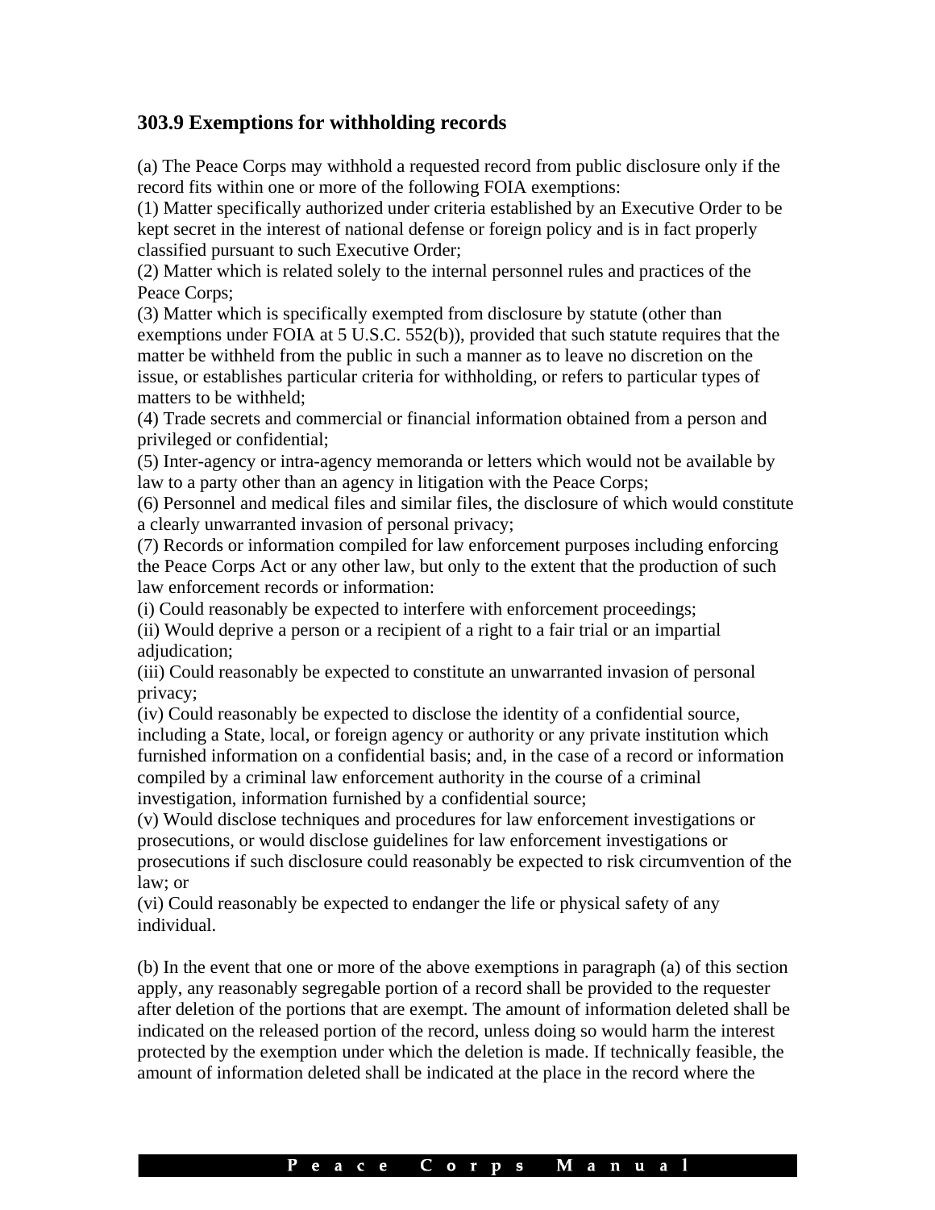## 303.9 Exemptions for withholding records

(a) The Peace Corps may withhold a requested record from public disclosure only if the record fits within one or more of the following FOIA exemptions:
(1) Matter specifically authorized under criteria established by an Executive Order to be kept secret in the interest of national defense or foreign policy and is in fact properly classified pursuant to such Executive Order;
(2) Matter which is related solely to the internal personnel rules and practices of the Peace Corps;
(3) Matter which is specifically exempted from disclosure by statute (other than exemptions under FOIA at 5 U.S.C. 552(b)), provided that such statute requires that the matter be withheld from the public in such a manner as to leave no discretion on the issue, or establishes particular criteria for withholding, or refers to particular types of matters to be withheld;
(4) Trade secrets and commercial or financial information obtained from a person and privileged or confidential;
(5) Inter-agency or intra-agency memoranda or letters which would not be available by law to a party other than an agency in litigation with the Peace Corps;
(6) Personnel and medical files and similar files, the disclosure of which would constitute a clearly unwarranted invasion of personal privacy;
(7) Records or information compiled for law enforcement purposes including enforcing the Peace Corps Act or any other law, but only to the extent that the production of such law enforcement records or information:
(i) Could reasonably be expected to interfere with enforcement proceedings;
(ii) Would deprive a person or a recipient of a right to a fair trial or an impartial adjudication;
(iii) Could reasonably be expected to constitute an unwarranted invasion of personal privacy;
(iv) Could reasonably be expected to disclose the identity of a confidential source, including a State, local, or foreign agency or authority or any private institution which furnished information on a confidential basis; and, in the case of a record or information compiled by a criminal law enforcement authority in the course of a criminal investigation, information furnished by a confidential source;
(v) Would disclose techniques and procedures for law enforcement investigations or prosecutions, or would disclose guidelines for law enforcement investigations or prosecutions if such disclosure could reasonably be expected to risk circumvention of the law; or
(vi) Could reasonably be expected to endanger the life or physical safety of any individual.

(b) In the event that one or more of the above exemptions in paragraph (a) of this section apply, any reasonably segregable portion of a record shall be provided to the requester after deletion of the portions that are exempt. The amount of information deleted shall be indicated on the released portion of the record, unless doing so would harm the interest protected by the exemption under which the deletion is made. If technically feasible, the amount of information deleted shall be indicated at the place in the record where the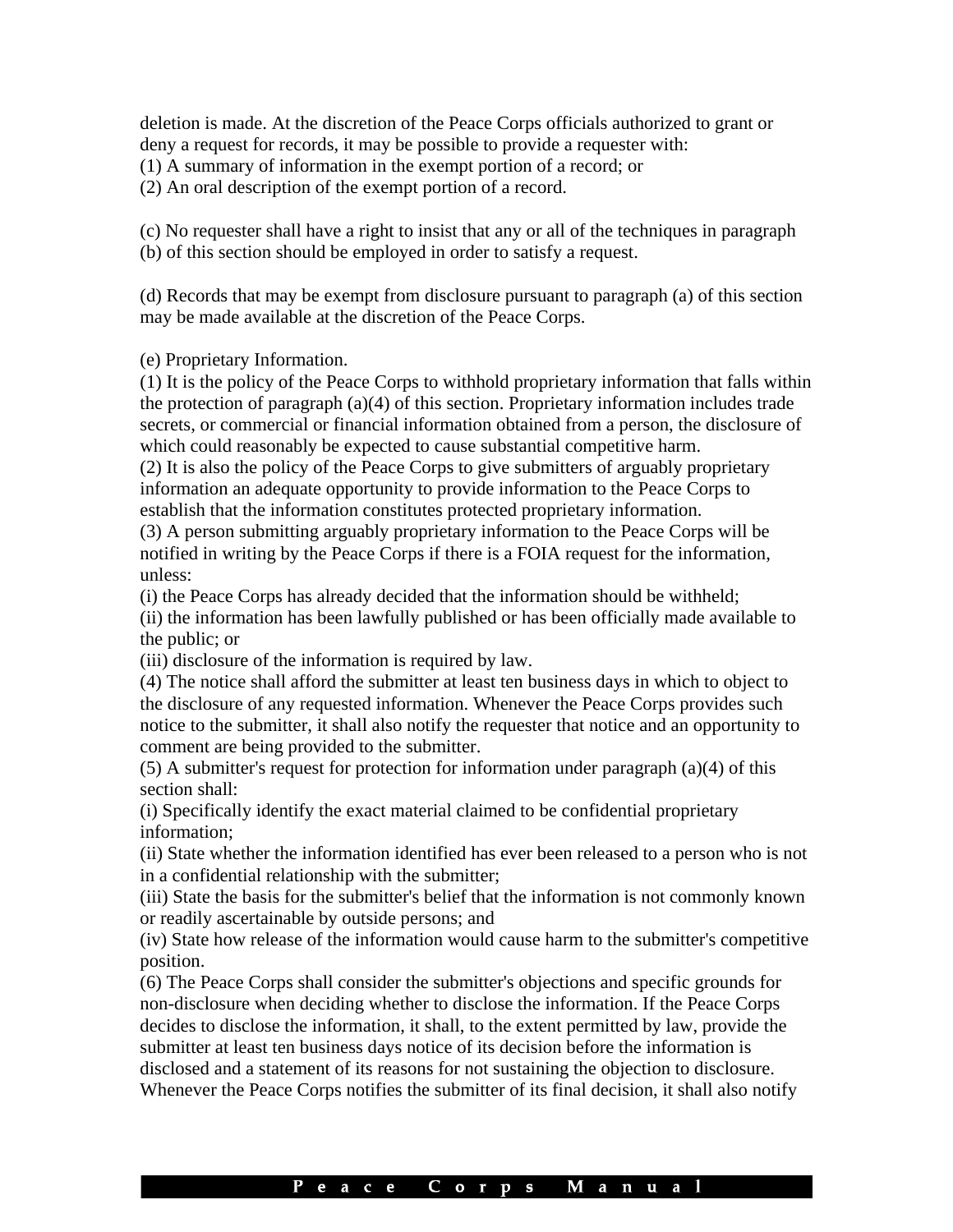deletion is made. At the discretion of the Peace Corps officials authorized to grant or deny a request for records, it may be possible to provide a requester with:
(1) A summary of information in the exempt portion of a record; or
(2) An oral description of the exempt portion of a record.

(c) No requester shall have a right to insist that any or all of the techniques in paragraph (b) of this section should be employed in order to satisfy a request.

(d) Records that may be exempt from disclosure pursuant to paragraph (a) of this section may be made available at the discretion of the Peace Corps.

(e) Proprietary Information.
(1) It is the policy of the Peace Corps to withhold proprietary information that falls within the protection of paragraph (a)(4) of this section. Proprietary information includes trade secrets, or commercial or financial information obtained from a person, the disclosure of which could reasonably be expected to cause substantial competitive harm.
(2) It is also the policy of the Peace Corps to give submitters of arguably proprietary information an adequate opportunity to provide information to the Peace Corps to establish that the information constitutes protected proprietary information.
(3) A person submitting arguably proprietary information to the Peace Corps will be notified in writing by the Peace Corps if there is a FOIA request for the information, unless:
(i) the Peace Corps has already decided that the information should be withheld;
(ii) the information has been lawfully published or has been officially made available to the public; or
(iii) disclosure of the information is required by law.
(4) The notice shall afford the submitter at least ten business days in which to object to the disclosure of any requested information. Whenever the Peace Corps provides such notice to the submitter, it shall also notify the requester that notice and an opportunity to comment are being provided to the submitter.
(5) A submitter's request for protection for information under paragraph (a)(4) of this section shall:
(i) Specifically identify the exact material claimed to be confidential proprietary information;
(ii) State whether the information identified has ever been released to a person who is not in a confidential relationship with the submitter;
(iii) State the basis for the submitter's belief that the information is not commonly known or readily ascertainable by outside persons; and
(iv) State how release of the information would cause harm to the submitter's competitive position.
(6) The Peace Corps shall consider the submitter's objections and specific grounds for non-disclosure when deciding whether to disclose the information. If the Peace Corps decides to disclose the information, it shall, to the extent permitted by law, provide the submitter at least ten business days notice of its decision before the information is disclosed and a statement of its reasons for not sustaining the objection to disclosure. Whenever the Peace Corps notifies the submitter of its final decision, it shall also notify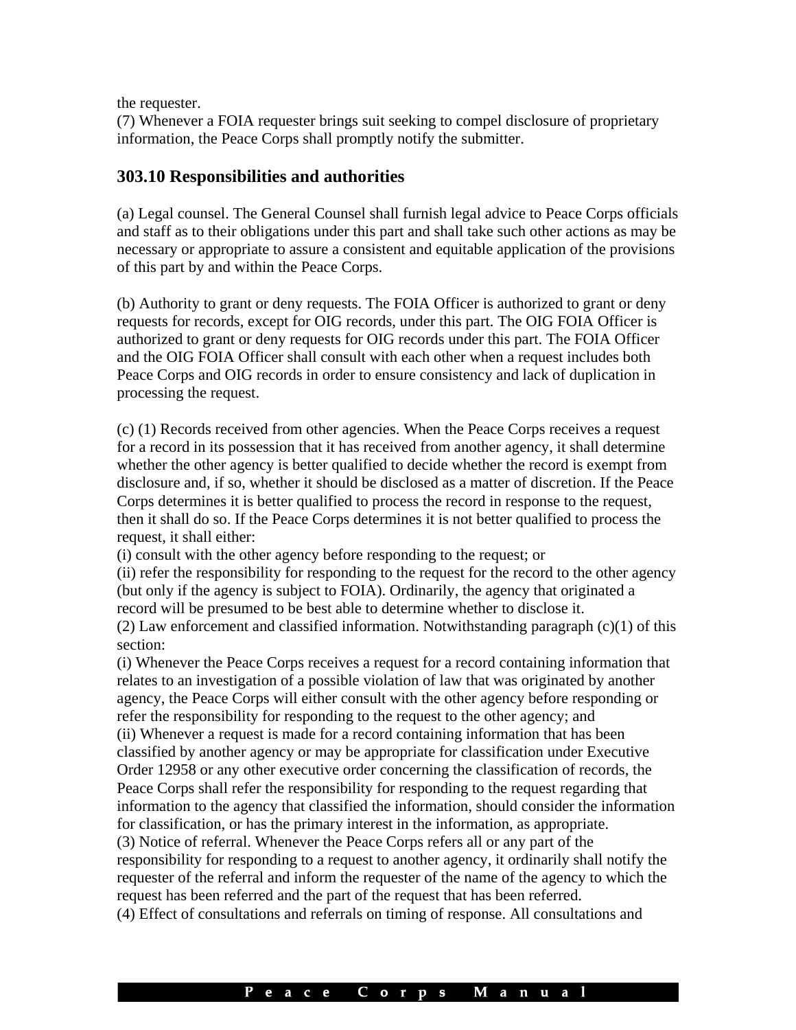the requester.
(7) Whenever a FOIA requester brings suit seeking to compel disclosure of proprietary information, the Peace Corps shall promptly notify the submitter.

### 303.10 Responsibilities and authorities

(a) Legal counsel. The General Counsel shall furnish legal advice to Peace Corps officials and staff as to their obligations under this part and shall take such other actions as may be necessary or appropriate to assure a consistent and equitable application of the provisions of this part by and within the Peace Corps.

(b) Authority to grant or deny requests. The FOIA Officer is authorized to grant or deny requests for records, except for OIG records, under this part. The OIG FOIA Officer is authorized to grant or deny requests for OIG records under this part. The FOIA Officer and the OIG FOIA Officer shall consult with each other when a request includes both Peace Corps and OIG records in order to ensure consistency and lack of duplication in processing the request.

(c) (1) Records received from other agencies. When the Peace Corps receives a request for a record in its possession that it has received from another agency, it shall determine whether the other agency is better qualified to decide whether the record is exempt from disclosure and, if so, whether it should be disclosed as a matter of discretion. If the Peace Corps determines it is better qualified to process the record in response to the request, then it shall do so. If the Peace Corps determines it is not better qualified to process the request, it shall either:
(i) consult with the other agency before responding to the request; or
(ii) refer the responsibility for responding to the request for the record to the other agency (but only if the agency is subject to FOIA). Ordinarily, the agency that originated a record will be presumed to be best able to determine whether to disclose it.
(2) Law enforcement and classified information. Notwithstanding paragraph (c)(1) of this section:
(i) Whenever the Peace Corps receives a request for a record containing information that relates to an investigation of a possible violation of law that was originated by another agency, the Peace Corps will either consult with the other agency before responding or refer the responsibility for responding to the request to the other agency; and
(ii) Whenever a request is made for a record containing information that has been classified by another agency or may be appropriate for classification under Executive Order 12958 or any other executive order concerning the classification of records, the Peace Corps shall refer the responsibility for responding to the request regarding that information to the agency that classified the information, should consider the information for classification, or has the primary interest in the information, as appropriate.
(3) Notice of referral. Whenever the Peace Corps refers all or any part of the responsibility for responding to a request to another agency, it ordinarily shall notify the requester of the referral and inform the requester of the name of the agency to which the request has been referred and the part of the request that has been referred.
(4) Effect of consultations and referrals on timing of response. All consultations and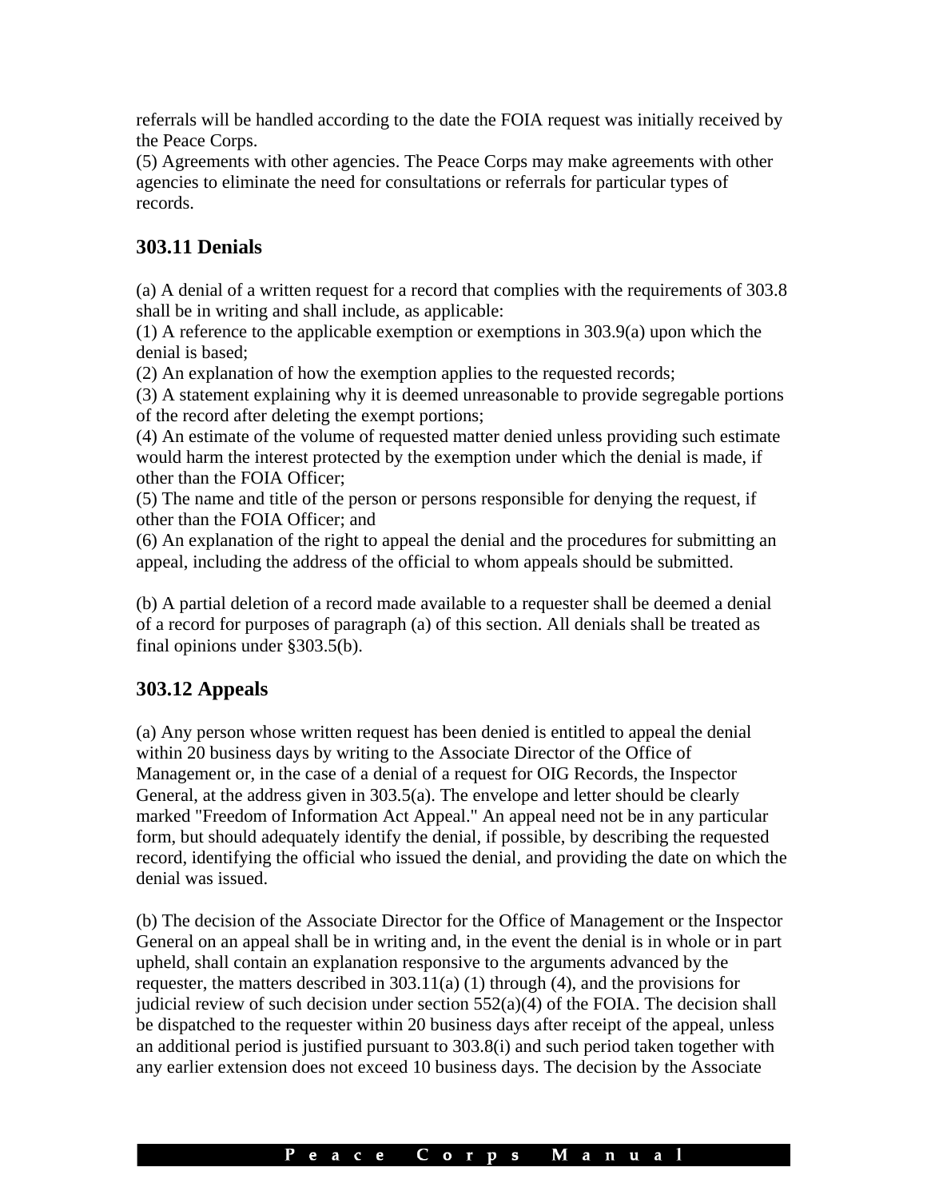referrals will be handled according to the date the FOIA request was initially received by the Peace Corps.

(5) Agreements with other agencies. The Peace Corps may make agreements with other agencies to eliminate the need for consultations or referrals for particular types of records.

### 303.11 Denials

(a) A denial of a written request for a record that complies with the requirements of 303.8 shall be in writing and shall include, as applicable:

(1) A reference to the applicable exemption or exemptions in 303.9(a) upon which the denial is based;

(2) An explanation of how the exemption applies to the requested records;

(3) A statement explaining why it is deemed unreasonable to provide segregable portions of the record after deleting the exempt portions;

(4) An estimate of the volume of requested matter denied unless providing such estimate would harm the interest protected by the exemption under which the denial is made, if other than the FOIA Officer;

(5) The name and title of the person or persons responsible for denying the request, if other than the FOIA Officer; and

(6) An explanation of the right to appeal the denial and the procedures for submitting an appeal, including the address of the official to whom appeals should be submitted.

(b) A partial deletion of a record made available to a requester shall be deemed a denial of a record for purposes of paragraph (a) of this section. All denials shall be treated as final opinions under §303.5(b).

### 303.12 Appeals

(a) Any person whose written request has been denied is entitled to appeal the denial within 20 business days by writing to the Associate Director of the Office of Management or, in the case of a denial of a request for OIG Records, the Inspector General, at the address given in 303.5(a). The envelope and letter should be clearly marked "Freedom of Information Act Appeal." An appeal need not be in any particular form, but should adequately identify the denial, if possible, by describing the requested record, identifying the official who issued the denial, and providing the date on which the denial was issued.

(b) The decision of the Associate Director for the Office of Management or the Inspector General on an appeal shall be in writing and, in the event the denial is in whole or in part upheld, shall contain an explanation responsive to the arguments advanced by the requester, the matters described in 303.11(a) (1) through (4), and the provisions for judicial review of such decision under section 552(a)(4) of the FOIA. The decision shall be dispatched to the requester within 20 business days after receipt of the appeal, unless an additional period is justified pursuant to 303.8(i) and such period taken together with any earlier extension does not exceed 10 business days. The decision by the Associate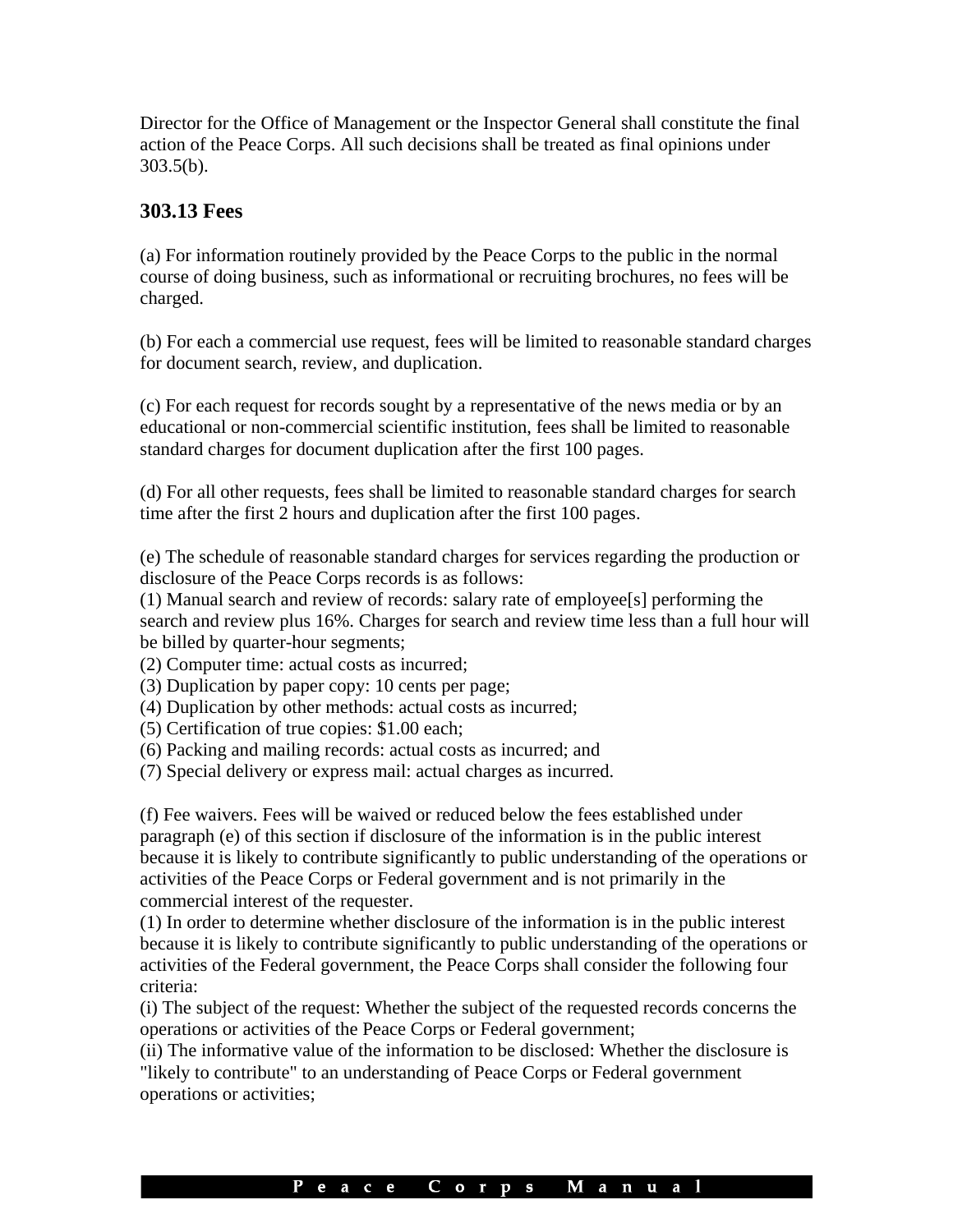Director for the Office of Management or the Inspector General shall constitute the final action of the Peace Corps. All such decisions shall be treated as final opinions under 303.5(b).

### 303.13 Fees

(a) For information routinely provided by the Peace Corps to the public in the normal course of doing business, such as informational or recruiting brochures, no fees will be charged.

(b) For each a commercial use request, fees will be limited to reasonable standard charges for document search, review, and duplication.

(c) For each request for records sought by a representative of the news media or by an educational or non-commercial scientific institution, fees shall be limited to reasonable standard charges for document duplication after the first 100 pages.

(d) For all other requests, fees shall be limited to reasonable standard charges for search time after the first 2 hours and duplication after the first 100 pages.

(e) The schedule of reasonable standard charges for services regarding the production or disclosure of the Peace Corps records is as follows:
(1) Manual search and review of records: salary rate of employee[s] performing the search and review plus 16%. Charges for search and review time less than a full hour will be billed by quarter-hour segments;
(2) Computer time: actual costs as incurred;
(3) Duplication by paper copy: 10 cents per page;
(4) Duplication by other methods: actual costs as incurred;
(5) Certification of true copies: $1.00 each;
(6) Packing and mailing records: actual costs as incurred; and
(7) Special delivery or express mail: actual charges as incurred.

(f) Fee waivers. Fees will be waived or reduced below the fees established under paragraph (e) of this section if disclosure of the information is in the public interest because it is likely to contribute significantly to public understanding of the operations or activities of the Peace Corps or Federal government and is not primarily in the commercial interest of the requester.
(1) In order to determine whether disclosure of the information is in the public interest because it is likely to contribute significantly to public understanding of the operations or activities of the Federal government, the Peace Corps shall consider the following four criteria:
(i) The subject of the request: Whether the subject of the requested records concerns the operations or activities of the Peace Corps or Federal government;
(ii) The informative value of the information to be disclosed: Whether the disclosure is "likely to contribute" to an understanding of Peace Corps or Federal government operations or activities;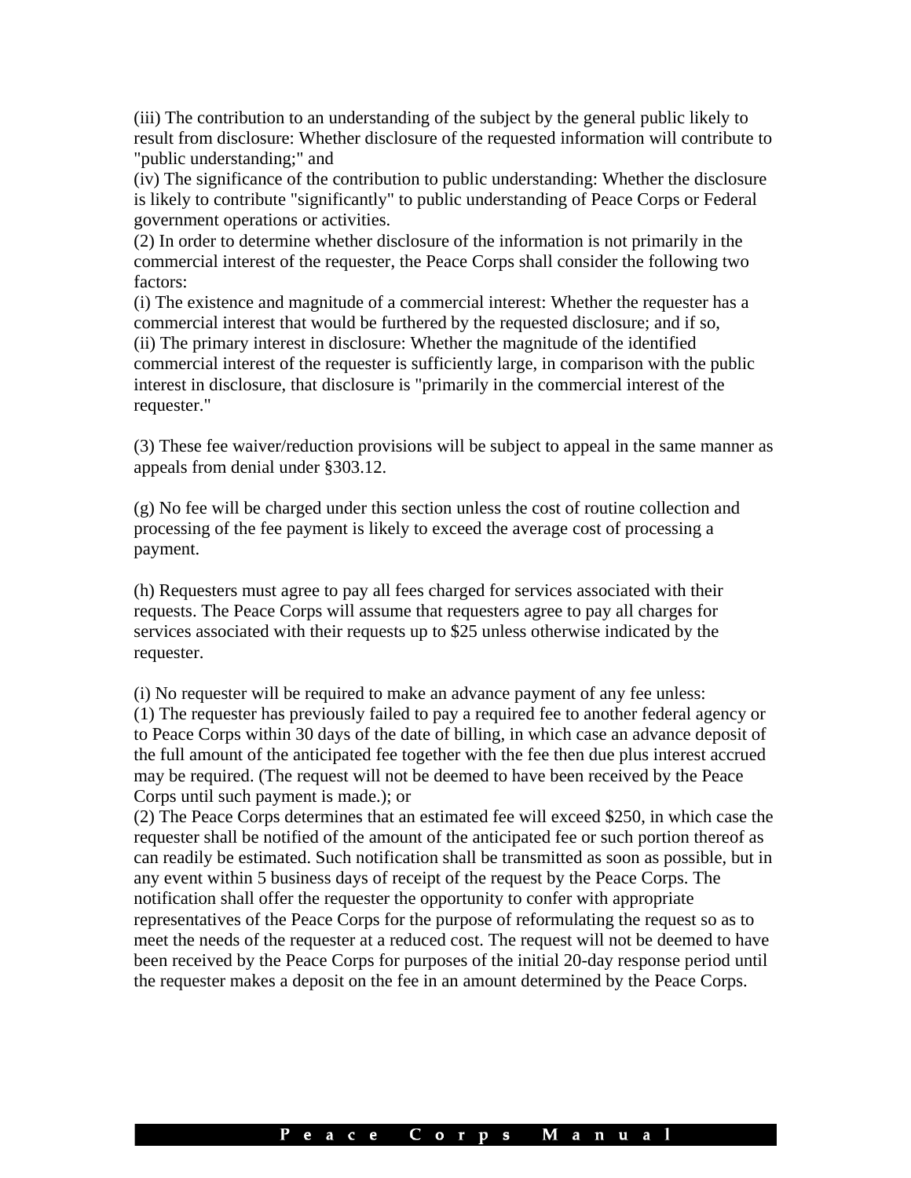(iii) The contribution to an understanding of the subject by the general public likely to result from disclosure: Whether disclosure of the requested information will contribute to "public understanding;" and
(iv) The significance of the contribution to public understanding: Whether the disclosure is likely to contribute "significantly" to public understanding of Peace Corps or Federal government operations or activities.
(2) In order to determine whether disclosure of the information is not primarily in the commercial interest of the requester, the Peace Corps shall consider the following two factors:
(i) The existence and magnitude of a commercial interest: Whether the requester has a commercial interest that would be furthered by the requested disclosure; and if so,
(ii) The primary interest in disclosure: Whether the magnitude of the identified commercial interest of the requester is sufficiently large, in comparison with the public interest in disclosure, that disclosure is "primarily in the commercial interest of the requester."

(3) These fee waiver/reduction provisions will be subject to appeal in the same manner as appeals from denial under §303.12.

(g) No fee will be charged under this section unless the cost of routine collection and processing of the fee payment is likely to exceed the average cost of processing a payment.

(h) Requesters must agree to pay all fees charged for services associated with their requests. The Peace Corps will assume that requesters agree to pay all charges for services associated with their requests up to $25 unless otherwise indicated by the requester.

(i) No requester will be required to make an advance payment of any fee unless:
(1) The requester has previously failed to pay a required fee to another federal agency or to Peace Corps within 30 days of the date of billing, in which case an advance deposit of the full amount of the anticipated fee together with the fee then due plus interest accrued may be required. (The request will not be deemed to have been received by the Peace Corps until such payment is made.); or
(2) The Peace Corps determines that an estimated fee will exceed $250, in which case the requester shall be notified of the amount of the anticipated fee or such portion thereof as can readily be estimated. Such notification shall be transmitted as soon as possible, but in any event within 5 business days of receipt of the request by the Peace Corps. The notification shall offer the requester the opportunity to confer with appropriate representatives of the Peace Corps for the purpose of reformulating the request so as to meet the needs of the requester at a reduced cost. The request will not be deemed to have been received by the Peace Corps for purposes of the initial 20-day response period until the requester makes a deposit on the fee in an amount determined by the Peace Corps.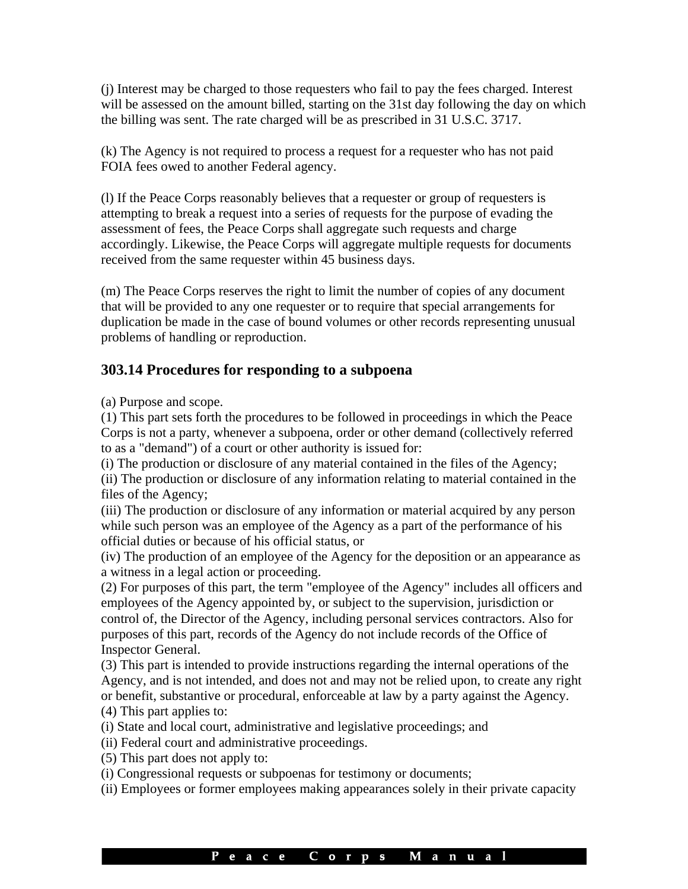(j) Interest may be charged to those requesters who fail to pay the fees charged. Interest will be assessed on the amount billed, starting on the 31st day following the day on which the billing was sent. The rate charged will be as prescribed in 31 U.S.C. 3717.

(k) The Agency is not required to process a request for a requester who has not paid FOIA fees owed to another Federal agency.

(l) If the Peace Corps reasonably believes that a requester or group of requesters is attempting to break a request into a series of requests for the purpose of evading the assessment of fees, the Peace Corps shall aggregate such requests and charge accordingly. Likewise, the Peace Corps will aggregate multiple requests for documents received from the same requester within 45 business days.

(m) The Peace Corps reserves the right to limit the number of copies of any document that will be provided to any one requester or to require that special arrangements for duplication be made in the case of bound volumes or other records representing unusual problems of handling or reproduction.

## 303.14 Procedures for responding to a subpoena

(a) Purpose and scope.
(1) This part sets forth the procedures to be followed in proceedings in which the Peace Corps is not a party, whenever a subpoena, order or other demand (collectively referred to as a "demand") of a court or other authority is issued for:
(i) The production or disclosure of any material contained in the files of the Agency;
(ii) The production or disclosure of any information relating to material contained in the files of the Agency;
(iii) The production or disclosure of any information or material acquired by any person while such person was an employee of the Agency as a part of the performance of his official duties or because of his official status, or
(iv) The production of an employee of the Agency for the deposition or an appearance as a witness in a legal action or proceeding.
(2) For purposes of this part, the term "employee of the Agency" includes all officers and employees of the Agency appointed by, or subject to the supervision, jurisdiction or control of, the Director of the Agency, including personal services contractors. Also for purposes of this part, records of the Agency do not include records of the Office of Inspector General.
(3) This part is intended to provide instructions regarding the internal operations of the Agency, and is not intended, and does not and may not be relied upon, to create any right or benefit, substantive or procedural, enforceable at law by a party against the Agency.
(4) This part applies to:
(i) State and local court, administrative and legislative proceedings; and
(ii) Federal court and administrative proceedings.
(5) This part does not apply to:
(i) Congressional requests or subpoenas for testimony or documents;
(ii) Employees or former employees making appearances solely in their private capacity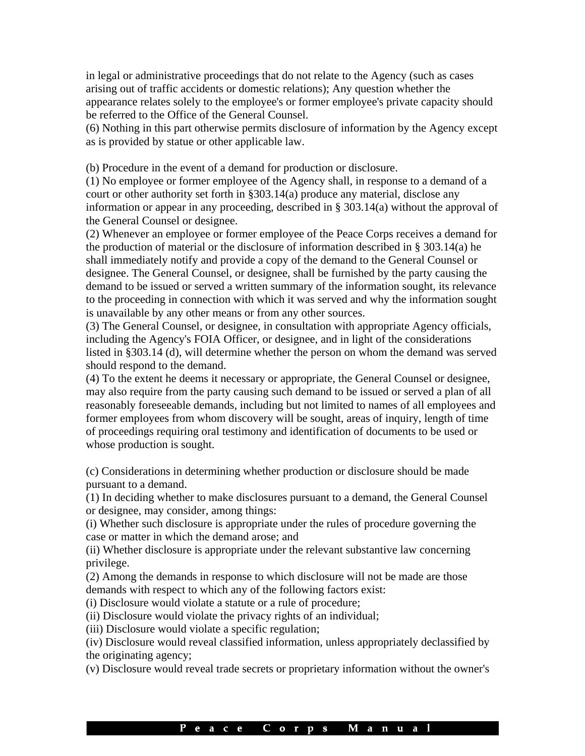in legal or administrative proceedings that do not relate to the Agency (such as cases arising out of traffic accidents or domestic relations); Any question whether the appearance relates solely to the employee's or former employee's private capacity should be referred to the Office of the General Counsel.

(6) Nothing in this part otherwise permits disclosure of information by the Agency except as is provided by statue or other applicable law.

(b) Procedure in the event of a demand for production or disclosure.

(1) No employee or former employee of the Agency shall, in response to a demand of a court or other authority set forth in §303.14(a) produce any material, disclose any information or appear in any proceeding, described in § 303.14(a) without the approval of the General Counsel or designee.

(2) Whenever an employee or former employee of the Peace Corps receives a demand for the production of material or the disclosure of information described in § 303.14(a) he shall immediately notify and provide a copy of the demand to the General Counsel or designee. The General Counsel, or designee, shall be furnished by the party causing the demand to be issued or served a written summary of the information sought, its relevance to the proceeding in connection with which it was served and why the information sought is unavailable by any other means or from any other sources.

(3) The General Counsel, or designee, in consultation with appropriate Agency officials, including the Agency's FOIA Officer, or designee, and in light of the considerations listed in §303.14 (d), will determine whether the person on whom the demand was served should respond to the demand.

(4) To the extent he deems it necessary or appropriate, the General Counsel or designee, may also require from the party causing such demand to be issued or served a plan of all reasonably foreseeable demands, including but not limited to names of all employees and former employees from whom discovery will be sought, areas of inquiry, length of time of proceedings requiring oral testimony and identification of documents to be used or whose production is sought.

(c) Considerations in determining whether production or disclosure should be made pursuant to a demand.

(1) In deciding whether to make disclosures pursuant to a demand, the General Counsel or designee, may consider, among things:

(i) Whether such disclosure is appropriate under the rules of procedure governing the case or matter in which the demand arose; and

(ii) Whether disclosure is appropriate under the relevant substantive law concerning privilege.

(2) Among the demands in response to which disclosure will not be made are those demands with respect to which any of the following factors exist:

(i) Disclosure would violate a statute or a rule of procedure;

(ii) Disclosure would violate the privacy rights of an individual;

(iii) Disclosure would violate a specific regulation;

(iv) Disclosure would reveal classified information, unless appropriately declassified by the originating agency;

(v) Disclosure would reveal trade secrets or proprietary information without the owner's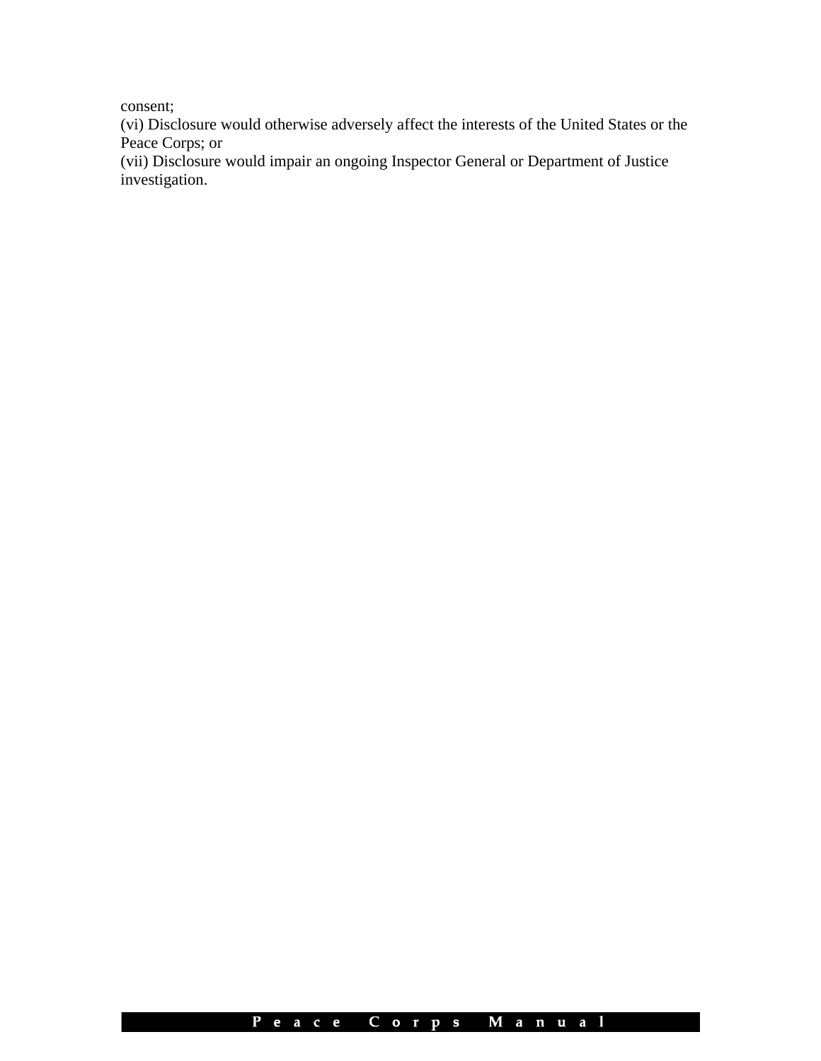consent;

(vi) Disclosure would otherwise adversely affect the interests of the United States or the Peace Corps; or

(vii) Disclosure would impair an ongoing Inspector General or Department of Justice investigation.